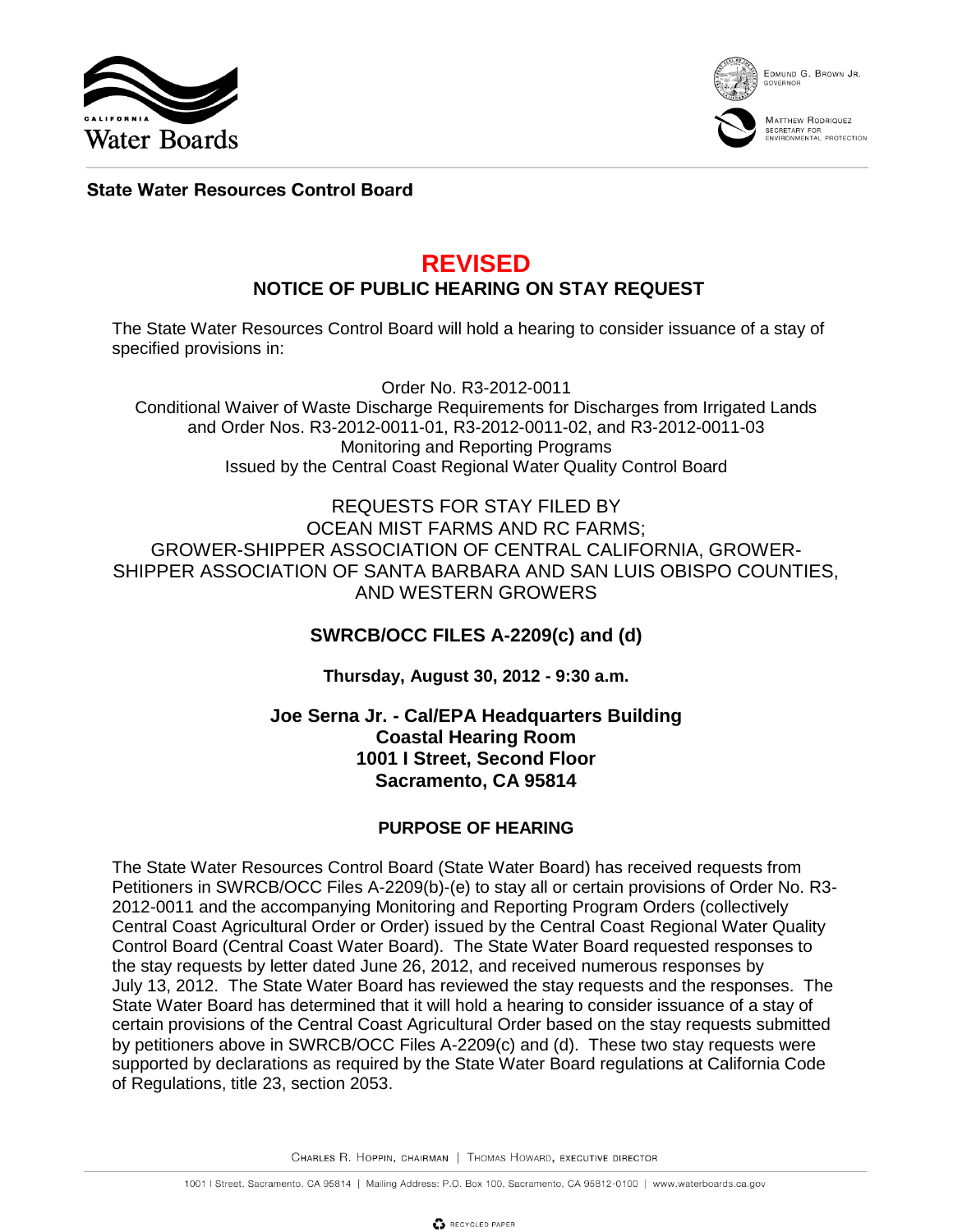**State Water Resources Control Board**

# REVISED

## NOTICE OF PUBLIC HEARING ON STAY REQUEST

The State Water Resources Control Board will hold a hearing to consider issuance of a stay of specified provisions in:

Order No. R3-2012-0011
Conditional Waiver of Waste Discharge Requirements for Discharges from Irrigated Lands and Order Nos. R3-2012-0011-01, R3-2012-0011-02, and R3-2012-0011-03
Monitoring and Reporting Programs
Issued by the Central Coast Regional Water Quality Control Board

REQUESTS FOR STAY FILED BY
OCEAN MIST FARMS AND RC FARMS;
GROWER-SHIPPER ASSOCIATION OF CENTRAL CALIFORNIA, GROWER-SHIPPER ASSOCIATION OF SANTA BARBARA AND SAN LUIS OBISPO COUNTIES, AND WESTERN GROWERS

**SWRCB/OCC FILES A-2209(c) and (d)**

**Thursday, August 30, 2012 - 9:30 a.m.**

**Joe Serna Jr. - Cal/EPA Headquarters Building**
**Coastal Hearing Room**
**1001 I Street, Second Floor**
**Sacramento, CA 95814**

### PURPOSE OF HEARING

The State Water Resources Control Board (State Water Board) has received requests from Petitioners in SWRCB/OCC Files A-2209(b)-(e) to stay all or certain provisions of Order No. R3-2012-0011 and the accompanying Monitoring and Reporting Program Orders (collectively Central Coast Agricultural Order or Order) issued by the Central Coast Regional Water Quality Control Board (Central Coast Water Board). The State Water Board requested responses to the stay requests by letter dated June 26, 2012, and received numerous responses by July 13, 2012. The State Water Board has reviewed the stay requests and the responses. The State Water Board has determined that it will hold a hearing to consider issuance of a stay of certain provisions of the Central Coast Agricultural Order based on the stay requests submitted by petitioners above in SWRCB/OCC Files A-2209(c) and (d). These two stay requests were supported by declarations as required by the State Water Board regulations at California Code of Regulations, title 23, section 2053.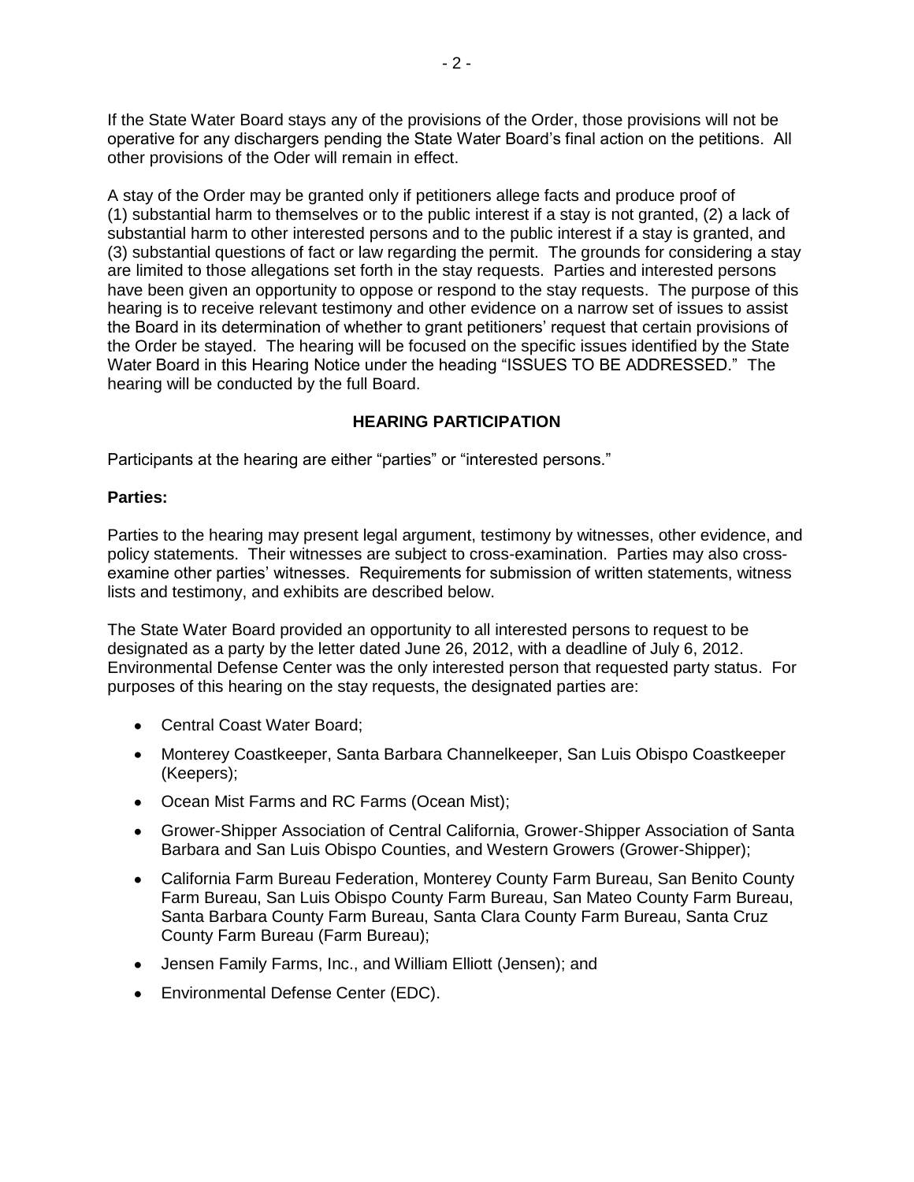If the State Water Board stays any of the provisions of the Order, those provisions will not be operative for any dischargers pending the State Water Board's final action on the petitions. All other provisions of the Oder will remain in effect.

A stay of the Order may be granted only if petitioners allege facts and produce proof of (1) substantial harm to themselves or to the public interest if a stay is not granted, (2) a lack of substantial harm to other interested persons and to the public interest if a stay is granted, and (3) substantial questions of fact or law regarding the permit. The grounds for considering a stay are limited to those allegations set forth in the stay requests. Parties and interested persons have been given an opportunity to oppose or respond to the stay requests. The purpose of this hearing is to receive relevant testimony and other evidence on a narrow set of issues to assist the Board in its determination of whether to grant petitioners' request that certain provisions of the Order be stayed. The hearing will be focused on the specific issues identified by the State Water Board in this Hearing Notice under the heading "ISSUES TO BE ADDRESSED." The hearing will be conducted by the full Board.

## HEARING PARTICIPATION

Participants at the hearing are either "parties" or "interested persons."

**Parties:**

Parties to the hearing may present legal argument, testimony by witnesses, other evidence, and policy statements. Their witnesses are subject to cross-examination. Parties may also cross-examine other parties' witnesses. Requirements for submission of written statements, witness lists and testimony, and exhibits are described below.

The State Water Board provided an opportunity to all interested persons to request to be designated as a party by the letter dated June 26, 2012, with a deadline of July 6, 2012. Environmental Defense Center was the only interested person that requested party status. For purposes of this hearing on the stay requests, the designated parties are:

- Central Coast Water Board;
- Monterey Coastkeeper, Santa Barbara Channelkeeper, San Luis Obispo Coastkeeper (Keepers);
- Ocean Mist Farms and RC Farms (Ocean Mist);
- Grower-Shipper Association of Central California, Grower-Shipper Association of Santa Barbara and San Luis Obispo Counties, and Western Growers (Grower-Shipper);
- California Farm Bureau Federation, Monterey County Farm Bureau, San Benito County Farm Bureau, San Luis Obispo County Farm Bureau, San Mateo County Farm Bureau, Santa Barbara County Farm Bureau, Santa Clara County Farm Bureau, Santa Cruz County Farm Bureau (Farm Bureau);
- Jensen Family Farms, Inc., and William Elliott (Jensen); and
- Environmental Defense Center (EDC).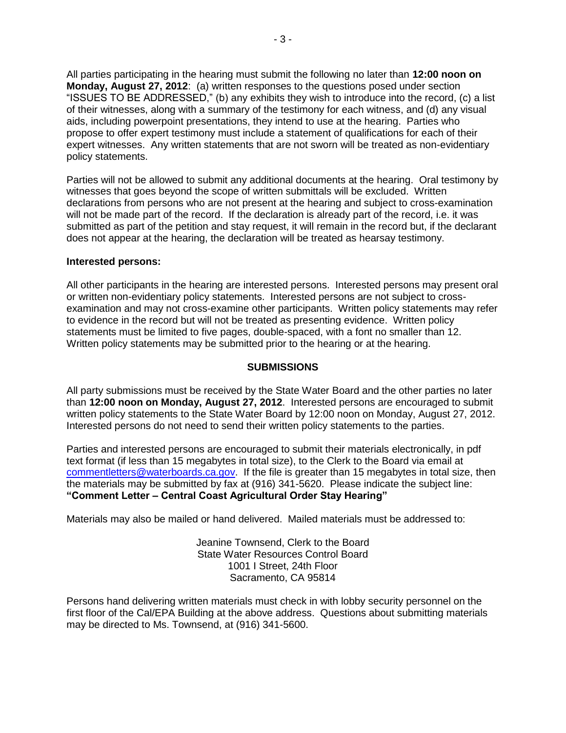All parties participating in the hearing must submit the following no later than **12:00 noon on Monday, August 27, 2012**: (a) written responses to the questions posed under section "ISSUES TO BE ADDRESSED," (b) any exhibits they wish to introduce into the record, (c) a list of their witnesses, along with a summary of the testimony for each witness, and (d) any visual aids, including powerpoint presentations, they intend to use at the hearing. Parties who propose to offer expert testimony must include a statement of qualifications for each of their expert witnesses. Any written statements that are not sworn will be treated as non-evidentiary policy statements.

Parties will not be allowed to submit any additional documents at the hearing. Oral testimony by witnesses that goes beyond the scope of written submittals will be excluded. Written declarations from persons who are not present at the hearing and subject to cross-examination will not be made part of the record. If the declaration is already part of the record, i.e. it was submitted as part of the petition and stay request, it will remain in the record but, if the declarant does not appear at the hearing, the declaration will be treated as hearsay testimony.

**Interested persons:**

All other participants in the hearing are interested persons. Interested persons may present oral or written non-evidentiary policy statements. Interested persons are not subject to cross-examination and may not cross-examine other participants. Written policy statements may refer to evidence in the record but will not be treated as presenting evidence. Written policy statements must be limited to five pages, double-spaced, with a font no smaller than 12. Written policy statements may be submitted prior to the hearing or at the hearing.

## SUBMISSIONS

All party submissions must be received by the State Water Board and the other parties no later than **12:00 noon on Monday, August 27, 2012**. Interested persons are encouraged to submit written policy statements to the State Water Board by 12:00 noon on Monday, August 27, 2012. Interested persons do not need to send their written policy statements to the parties.

Parties and interested persons are encouraged to submit their materials electronically, in pdf text format (if less than 15 megabytes in total size), to the Clerk to the Board via email at commentletters@waterboards.ca.gov. If the file is greater than 15 megabytes in total size, then the materials may be submitted by fax at (916) 341-5620. Please indicate the subject line: **"Comment Letter – Central Coast Agricultural Order Stay Hearing"**

Materials may also be mailed or hand delivered. Mailed materials must be addressed to:

Jeanine Townsend, Clerk to the Board
State Water Resources Control Board
1001 I Street, 24th Floor
Sacramento, CA 95814

Persons hand delivering written materials must check in with lobby security personnel on the first floor of the Cal/EPA Building at the above address. Questions about submitting materials may be directed to Ms. Townsend, at (916) 341-5600.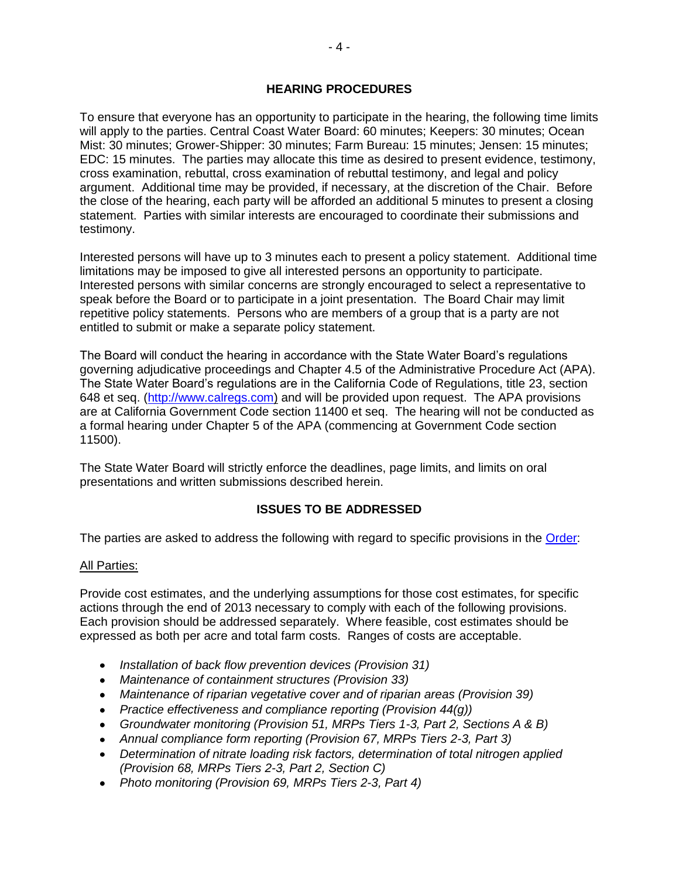## HEARING PROCEDURES

To ensure that everyone has an opportunity to participate in the hearing, the following time limits will apply to the parties. Central Coast Water Board: 60 minutes; Keepers: 30 minutes; Ocean Mist: 30 minutes; Grower-Shipper: 30 minutes; Farm Bureau: 15 minutes; Jensen: 15 minutes; EDC: 15 minutes. The parties may allocate this time as desired to present evidence, testimony, cross examination, rebuttal, cross examination of rebuttal testimony, and legal and policy argument. Additional time may be provided, if necessary, at the discretion of the Chair. Before the close of the hearing, each party will be afforded an additional 5 minutes to present a closing statement. Parties with similar interests are encouraged to coordinate their submissions and testimony.

Interested persons will have up to 3 minutes each to present a policy statement. Additional time limitations may be imposed to give all interested persons an opportunity to participate. Interested persons with similar concerns are strongly encouraged to select a representative to speak before the Board or to participate in a joint presentation. The Board Chair may limit repetitive policy statements. Persons who are members of a group that is a party are not entitled to submit or make a separate policy statement.

The Board will conduct the hearing in accordance with the State Water Board's regulations governing adjudicative proceedings and Chapter 4.5 of the Administrative Procedure Act (APA). The State Water Board's regulations are in the California Code of Regulations, title 23, section 648 et seq. ([http://www.calregs.com](http://www.calregs.com)) and will be provided upon request. The APA provisions are at California Government Code section 11400 et seq. The hearing will not be conducted as a formal hearing under Chapter 5 of the APA (commencing at Government Code section 11500).

The State Water Board will strictly enforce the deadlines, page limits, and limits on oral presentations and written submissions described herein.

## ISSUES TO BE ADDRESSED

The parties are asked to address the following with regard to specific provisions in the Order:

<u>All Parties:</u>

Provide cost estimates, and the underlying assumptions for those cost estimates, for specific actions through the end of 2013 necessary to comply with each of the following provisions. Each provision should be addressed separately. Where feasible, cost estimates should be expressed as both per acre and total farm costs. Ranges of costs are acceptable.

- *Installation of back flow prevention devices (Provision 31)*
- *Maintenance of containment structures (Provision 33)*
- *Maintenance of riparian vegetative cover and of riparian areas (Provision 39)*
- *Practice effectiveness and compliance reporting (Provision 44(g))*
- *Groundwater monitoring (Provision 51, MRPs Tiers 1-3, Part 2, Sections A & B)*
- *Annual compliance form reporting (Provision 67, MRPs Tiers 2-3, Part 3)*
- *Determination of nitrate loading risk factors, determination of total nitrogen applied (Provision 68, MRPs Tiers 2-3, Part 2, Section C)*
- *Photo monitoring (Provision 69, MRPs Tiers 2-3, Part 4)*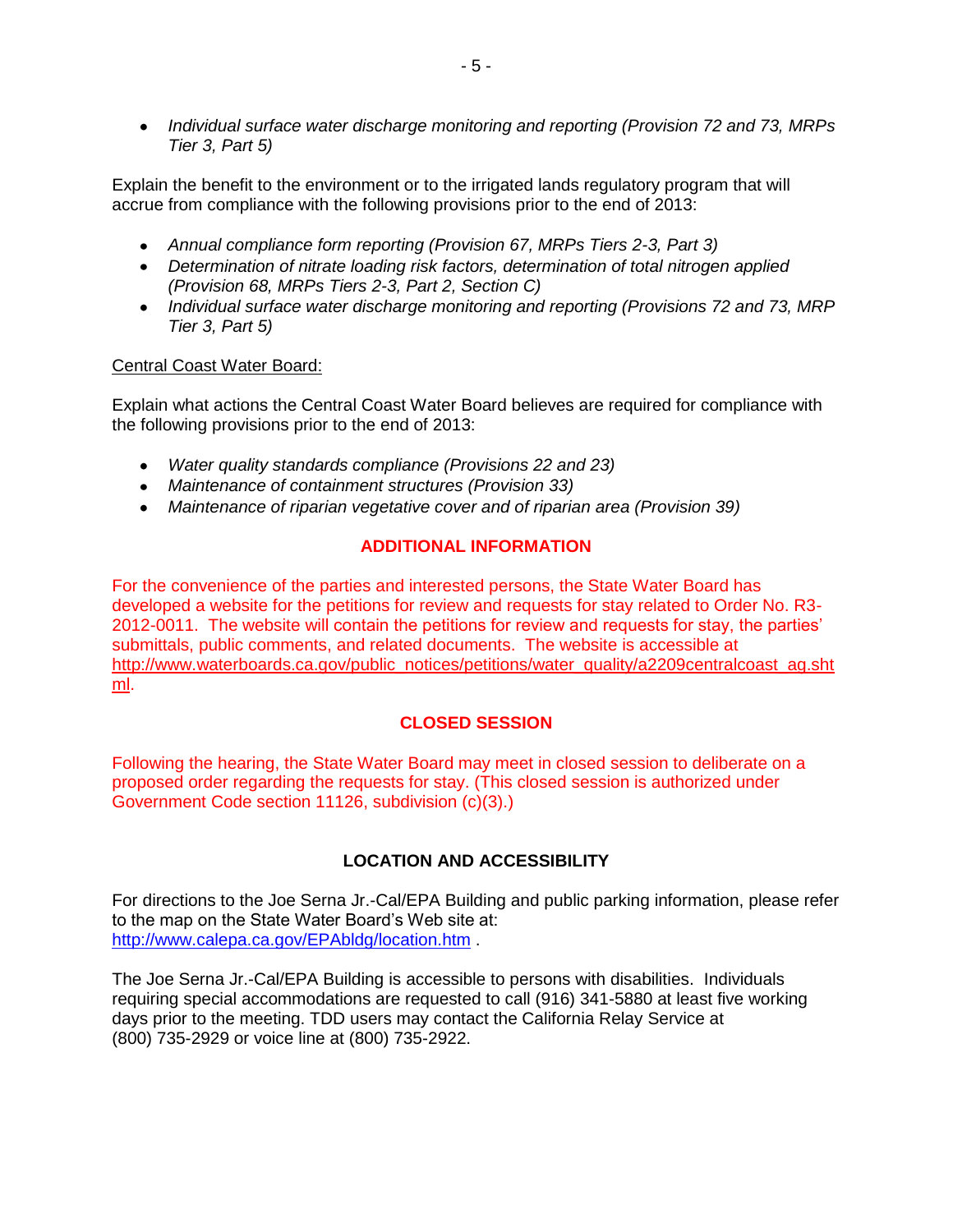- *Individual surface water discharge monitoring and reporting (Provision 72 and 73, MRPs Tier 3, Part 5)*

Explain the benefit to the environment or to the irrigated lands regulatory program that will accrue from compliance with the following provisions prior to the end of 2013:

- *Annual compliance form reporting (Provision 67, MRPs Tiers 2-3, Part 3)*
- *Determination of nitrate loading risk factors, determination of total nitrogen applied (Provision 68, MRPs Tiers 2-3, Part 2, Section C)*
- *Individual surface water discharge monitoring and reporting (Provisions 72 and 73, MRP Tier 3, Part 5)*

Central Coast Water Board:

Explain what actions the Central Coast Water Board believes are required for compliance with the following provisions prior to the end of 2013:

- *Water quality standards compliance (Provisions 22 and 23)*
- *Maintenance of containment structures (Provision 33)*
- *Maintenance of riparian vegetative cover and of riparian area (Provision 39)*

## ADDITIONAL INFORMATION

For the convenience of the parties and interested persons, the State Water Board has developed a website for the petitions for review and requests for stay related to Order No. R3-2012-0011. The website will contain the petitions for review and requests for stay, the parties' submittals, public comments, and related documents. The website is accessible at http://www.waterboards.ca.gov/public_notices/petitions/water_quality/a2209centralcoast_ag.shtml.

## CLOSED SESSION

Following the hearing, the State Water Board may meet in closed session to deliberate on a proposed order regarding the requests for stay. (This closed session is authorized under Government Code section 11126, subdivision (c)(3).)

## LOCATION AND ACCESSIBILITY

For directions to the Joe Serna Jr.-Cal/EPA Building and public parking information, please refer to the map on the State Water Board's Web site at: http://www.calepa.ca.gov/EPAbldg/location.htm .

The Joe Serna Jr.-Cal/EPA Building is accessible to persons with disabilities. Individuals requiring special accommodations are requested to call (916) 341-5880 at least five working days prior to the meeting. TDD users may contact the California Relay Service at (800) 735-2929 or voice line at (800) 735-2922.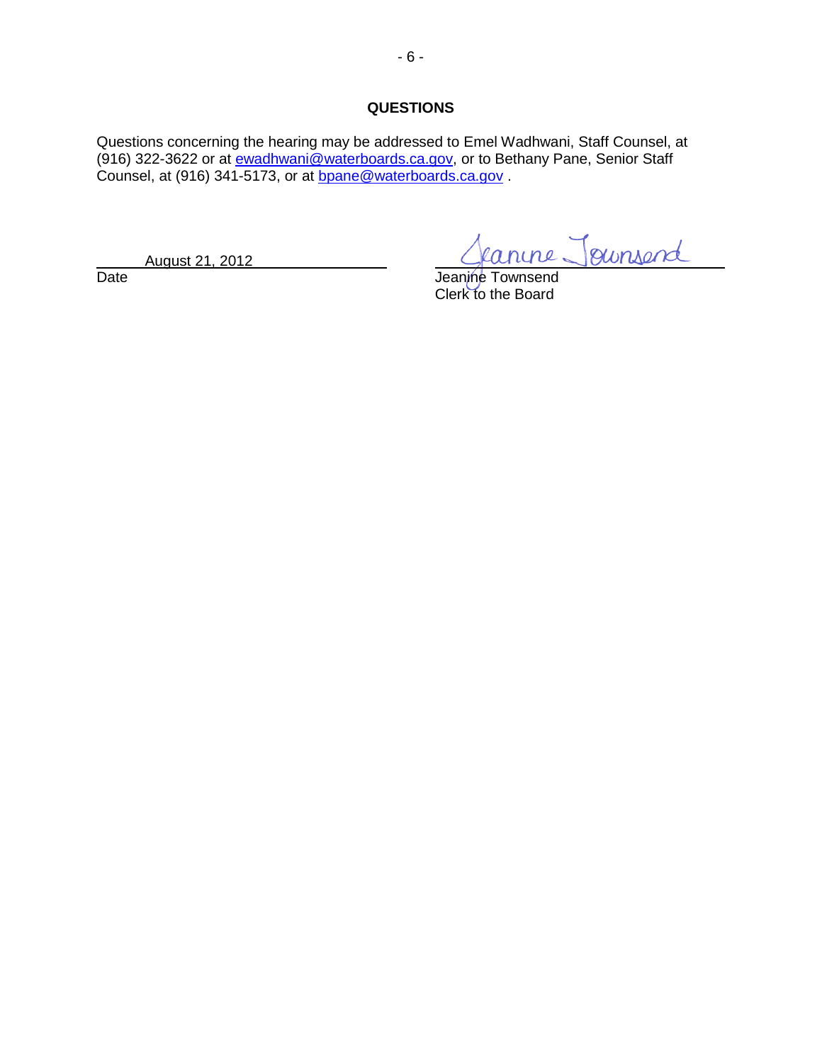## QUESTIONS

Questions concerning the hearing may be addressed to Emel Wadhwani, Staff Counsel, at (916) 322-3622 or at ewadhwani@waterboards.ca.gov, or to Bethany Pane, Senior Staff Counsel, at (916) 341-5173, or at bpane@waterboards.ca.gov .

August 21, 2012
Date

Jeanine Townsend
Clerk to the Board